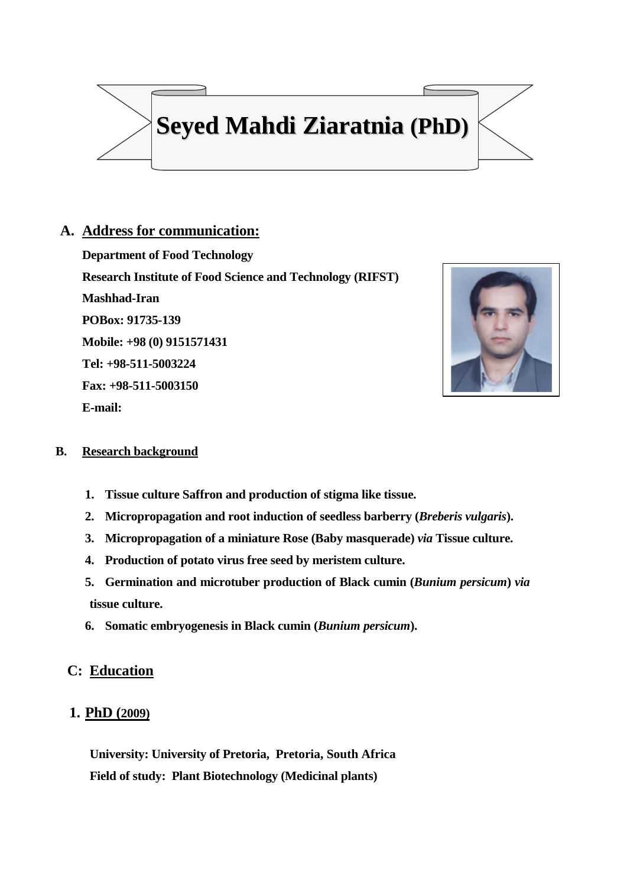# Seyed Mahdi Ziaratnia (PhD)

## A. Address for communication:

**Department of Food Technology**
**Research Institute of Food Science and Technology (RIFST)**
**Mashhad-Iran**
**POBox: 91735-139**
**Mobile: +98 (0) 9151571431**
**Tel: +98-511-5003224**
**Fax: +98-511-5003150**
**E-mail:**

## B. Research background

1. **Tissue culture Saffron and production of stigma like tissue.**
2. **Micropropagation and root induction of seedless barberry (*Breberis vulgaris*).**
3. **Micropropagation of a miniature Rose (Baby masquerade) *via* Tissue culture.**
4. **Production of potato virus free seed by meristem culture.**
5. **Germination and microtuber production of Black cumin (*Bunium persicum*) *via* tissue culture.**
6. **Somatic embryogenesis in Black cumin (*Bunium persicum*).**

## C: Education

### 1. PhD (2009)

**University: University of Pretoria, Pretoria, South Africa**
**Field of study: Plant Biotechnology (Medicinal plants)**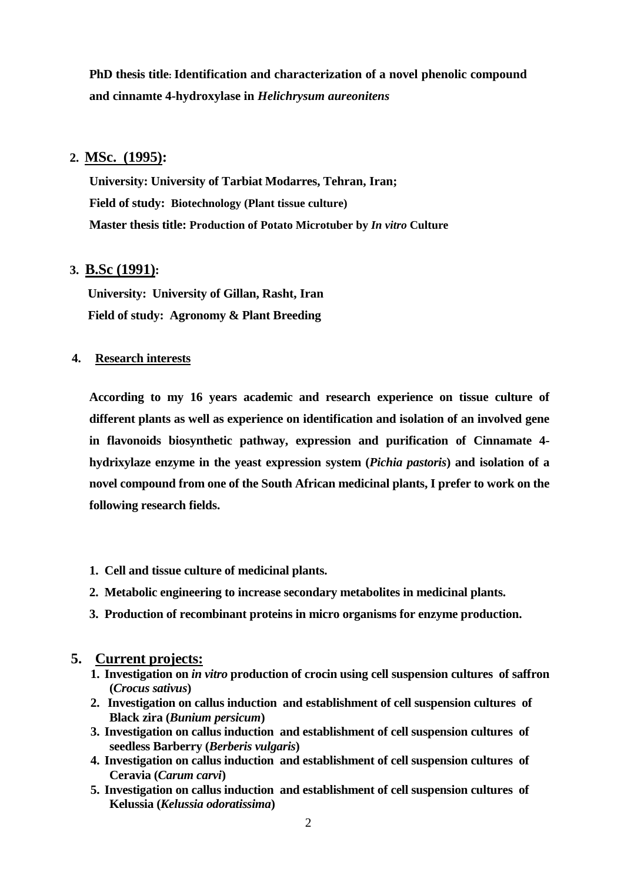**PhD thesis title: Identification and characterization of a novel phenolic compound and cinnamte 4-hydroxylase in *Helichrysum aureonitens***

2. **MSc. (1995):**

   **University: University of Tarbiat Modarres, Tehran, Iran;**

   **Field of study: Biotechnology (Plant tissue culture)**

   **Master thesis title: Production of Potato Microtuber by *In vitro* Culture**

3. **B.Sc (1991):**

   **University: University of Gillan, Rasht, Iran**

   **Field of study: Agronomy & Plant Breeding**

4. **Research interests**

**According to my 16 years academic and research experience on tissue culture of different plants as well as experience on identification and isolation of an involved gene in flavonoids biosynthetic pathway, expression and purification of Cinnamate 4-hydrixylaze enzyme in the yeast expression system (*Pichia pastoris*) and isolation of a novel compound from one of the South African medicinal plants, I prefer to work on the following research fields.**

1. **Cell and tissue culture of medicinal plants.**
2. **Metabolic engineering to increase secondary metabolites in medicinal plants.**
3. **Production of recombinant proteins in micro organisms for enzyme production.**

5. **Current projects:**

1. **Investigation on *in vitro* production of crocin using cell suspension cultures of saffron (*Crocus sativus*)**
2. **Investigation on callus induction and establishment of cell suspension cultures of Black zira (*Bunium persicum*)**
3. **Investigation on callus induction and establishment of cell suspension cultures of seedless Barberry (*Berberis vulgaris*)**
4. **Investigation on callus induction and establishment of cell suspension cultures of Ceravia (*Carum carvi*)**
5. **Investigation on callus induction and establishment of cell suspension cultures of Kelussia (*Kelussia odoratissima*)**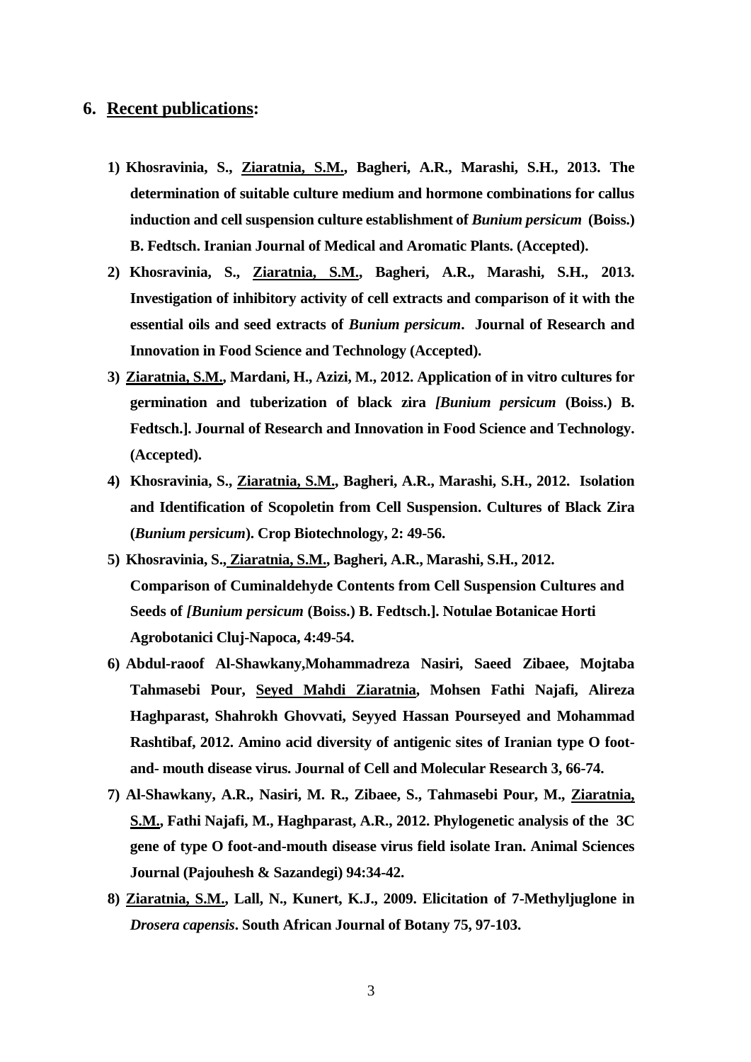## 6. Recent publications:

1) **Khosravinia, S., <u>Ziaratnia, S.M.</u>, Bagheri, A.R., Marashi, S.H., 2013. The determination of suitable culture medium and hormone combinations for callus induction and cell suspension culture establishment of *Bunium persicum* (Boiss.) B. Fedtsch. Iranian Journal of Medical and Aromatic Plants. (Accepted).**

2) **Khosravinia, S., <u>Ziaratnia, S.M.</u>, Bagheri, A.R., Marashi, S.H., 2013. Investigation of inhibitory activity of cell extracts and comparison of it with the essential oils and seed extracts of *Bunium persicum*. Journal of Research and Innovation in Food Science and Technology (Accepted).**

3) **<u>Ziaratnia, S.M.</u>, Mardani, H., Azizi, M., 2012. Application of in vitro cultures for germination and tuberization of black zira *[Bunium persicum* (Boiss.) B. Fedtsch.]. Journal of Research and Innovation in Food Science and Technology. (Accepted).**

4) **Khosravinia, S., <u>Ziaratnia, S.M.</u>, Bagheri, A.R., Marashi, S.H., 2012. Isolation and Identification of Scopoletin from Cell Suspension. Cultures of Black Zira (*Bunium persicum*). Crop Biotechnology, 2: 49-56.**

5) **Khosravinia, S., <u>Ziaratnia, S.M.</u>, Bagheri, A.R., Marashi, S.H., 2012. Comparison of Cuminaldehyde Contents from Cell Suspension Cultures and Seeds of *[Bunium persicum* (Boiss.) B. Fedtsch.]. Notulae Botanicae Horti Agrobotanici Cluj-Napoca, 4:49-54.**

6) **Abdul-raoof Al-Shawkany,Mohammadreza Nasiri, Saeed Zibaee, Mojtaba Tahmasebi Pour, <u>Seyed Mahdi Ziaratnia</u>, Mohsen Fathi Najafi, Alireza Haghparast, Shahrokh Ghovvati, Seyyed Hassan Pourseyed and Mohammad Rashtibaf, 2012. Amino acid diversity of antigenic sites of Iranian type O foot-and- mouth disease virus. Journal of Cell and Molecular Research 3, 66-74.**

7) **Al-Shawkany, A.R., Nasiri, M. R., Zibaee, S., Tahmasebi Pour, M., <u>Ziaratnia, S.M.</u>, Fathi Najafi, M., Haghparast, A.R., 2012. Phylogenetic analysis of the 3C gene of type O foot-and-mouth disease virus field isolate Iran. Animal Sciences Journal (Pajouhesh & Sazandegi) 94:34-42.**

8) **<u>Ziaratnia, S.M.</u>, Lall, N., Kunert, K.J., 2009. Elicitation of 7-Methyljuglone in *Drosera capensis*. South African Journal of Botany 75, 97-103.**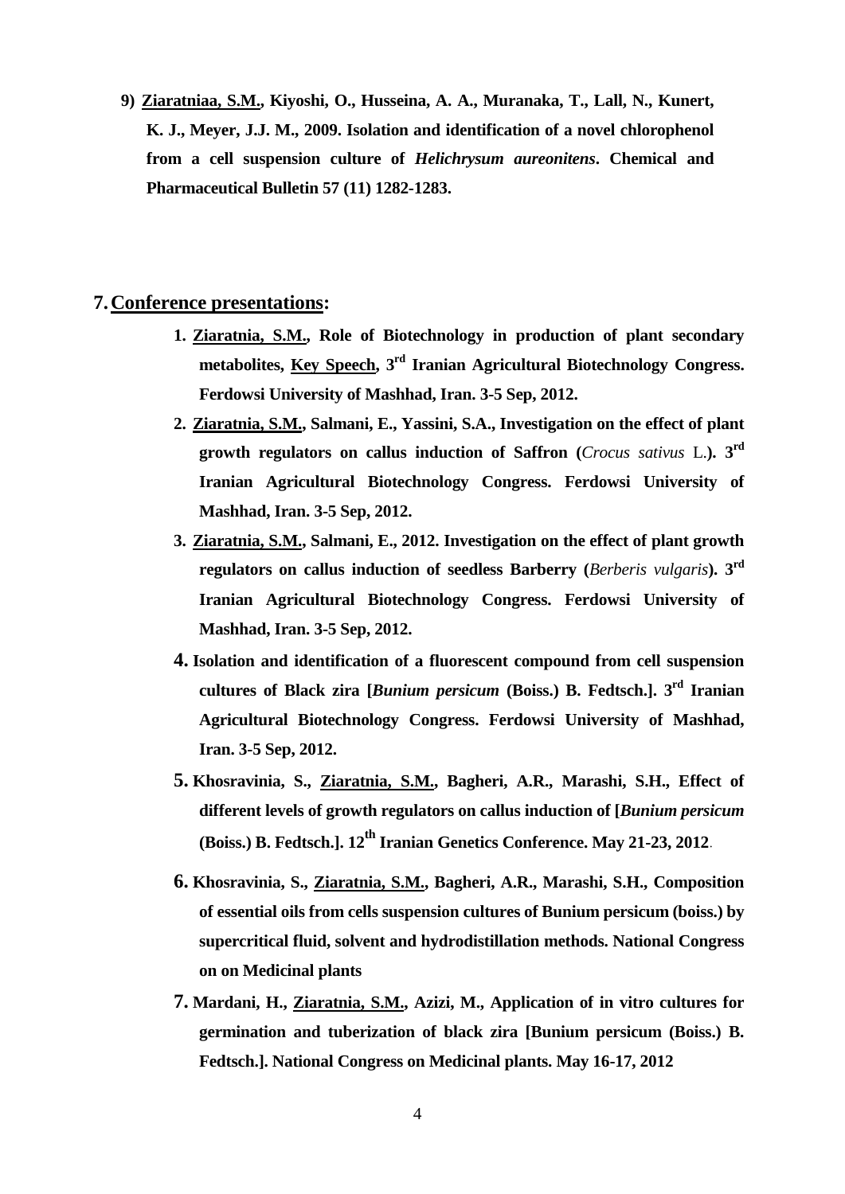9) **<u>Ziaratniaa, S.M.</u>, Kiyoshi, O., Husseina, A. A., Muranaka, T., Lall, N., Kunert, K. J., Meyer, J.J. M., 2009. Isolation and identification of a novel chlorophenol from a cell suspension culture of *Helichrysum aureonitens*. Chemical and Pharmaceutical Bulletin 57 (11) 1282-1283.**

## 7. <u>Conference presentations</u>:

1. **<u>Ziaratnia, S.M.</u>, Role of Biotechnology in production of plant secondary metabolites, <u>Key Speech</u>, 3rd Iranian Agricultural Biotechnology Congress. Ferdowsi University of Mashhad, Iran. 3-5 Sep, 2012.**
2. **<u>Ziaratnia, S.M.</u>, Salmani, E., Yassini, S.A., Investigation on the effect of plant growth regulators on callus induction of Saffron (*Crocus sativus* L.). 3rd Iranian Agricultural Biotechnology Congress. Ferdowsi University of Mashhad, Iran. 3-5 Sep, 2012.**
3. **<u>Ziaratnia, S.M.</u>, Salmani, E., 2012. Investigation on the effect of plant growth regulators on callus induction of seedless Barberry (*Berberis vulgaris*). 3rd Iranian Agricultural Biotechnology Congress. Ferdowsi University of Mashhad, Iran. 3-5 Sep, 2012.**
4. **Isolation and identification of a fluorescent compound from cell suspension cultures of Black zira [*Bunium persicum* (Boiss.) B. Fedtsch.]. 3rd Iranian Agricultural Biotechnology Congress. Ferdowsi University of Mashhad, Iran. 3-5 Sep, 2012.**
5. **Khosravinia, S., <u>Ziaratnia, S.M.</u>, Bagheri, A.R., Marashi, S.H., Effect of different levels of growth regulators on callus induction of [*Bunium persicum* (Boiss.) B. Fedtsch.]. 12th Iranian Genetics Conference. May 21-23, 2012.**
6. **Khosravinia, S., <u>Ziaratnia, S.M.</u>, Bagheri, A.R., Marashi, S.H., Composition of essential oils from cells suspension cultures of Bunium persicum (boiss.) by supercritical fluid, solvent and hydrodistillation methods. National Congress on on Medicinal plants**
7. **Mardani, H., <u>Ziaratnia, S.M.</u>, Azizi, M., Application of in vitro cultures for germination and tuberization of black zira [Bunium persicum (Boiss.) B. Fedtsch.]. National Congress on Medicinal plants. May 16-17, 2012**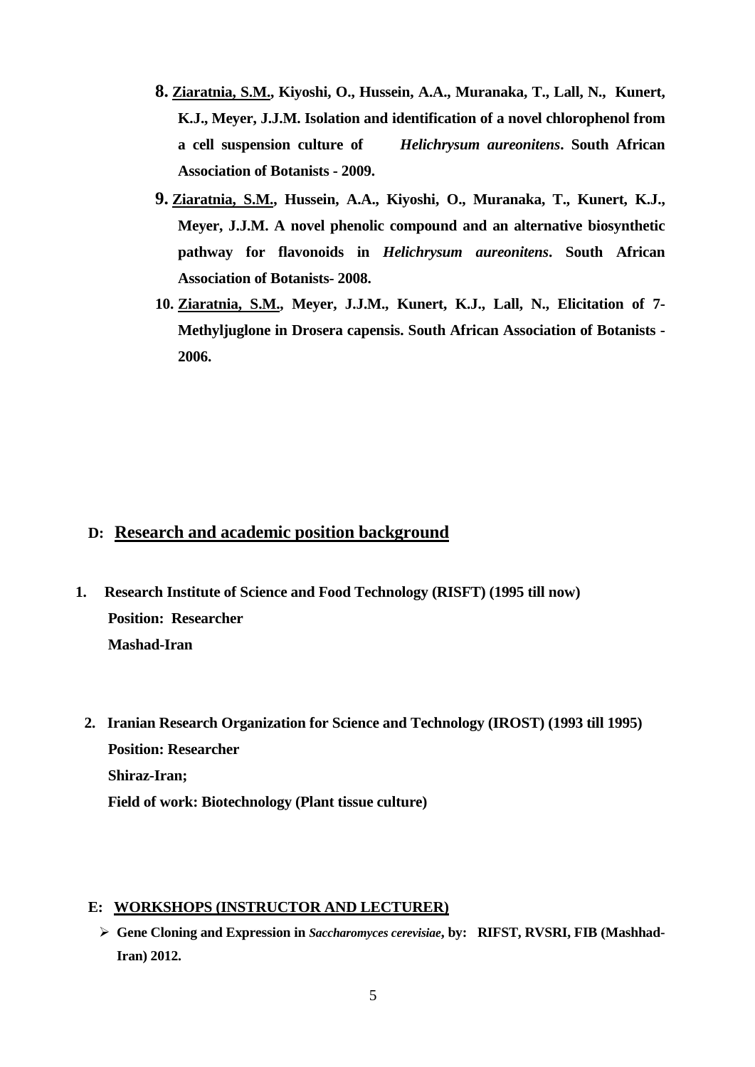8. **<u>Ziaratnia, S.M.</u>, Kiyoshi, O., Hussein, A.A., Muranaka, T., Lall, N., Kunert, K.J., Meyer, J.J.M. Isolation and identification of a novel chlorophenol from a cell suspension culture of *Helichrysum aureonitens*. South African Association of Botanists - 2009.**
9. **<u>Ziaratnia, S.M.</u>, Hussein, A.A., Kiyoshi, O., Muranaka, T., Kunert, K.J., Meyer, J.J.M. A novel phenolic compound and an alternative biosynthetic pathway for flavonoids in *Helichrysum aureonitens*. South African Association of Botanists- 2008.**
10. **<u>Ziaratnia, S.M.</u>, Meyer, J.J.M., Kunert, K.J., Lall, N., Elicitation of 7-Methyljuglone in Drosera capensis. South African Association of Botanists - 2006.**

## D: <u>Research and academic position background</u>

1. **Research Institute of Science and Food Technology (RISFT) (1995 till now)**
   **Position: Researcher**
   **Mashad-Iran**

2. **Iranian Research Organization for Science and Technology (IROST) (1993 till 1995)**
   **Position: Researcher**
   **Shiraz-Iran;**
   **Field of work: Biotechnology (Plant tissue culture)**

## E: <u>WORKSHOPS (INSTRUCTOR AND LECTURER)</u>

- **Gene Cloning and Expression in *Saccharomyces cerevisiae*, by: RIFST, RVSRI, FIB (Mashhad-Iran) 2012.**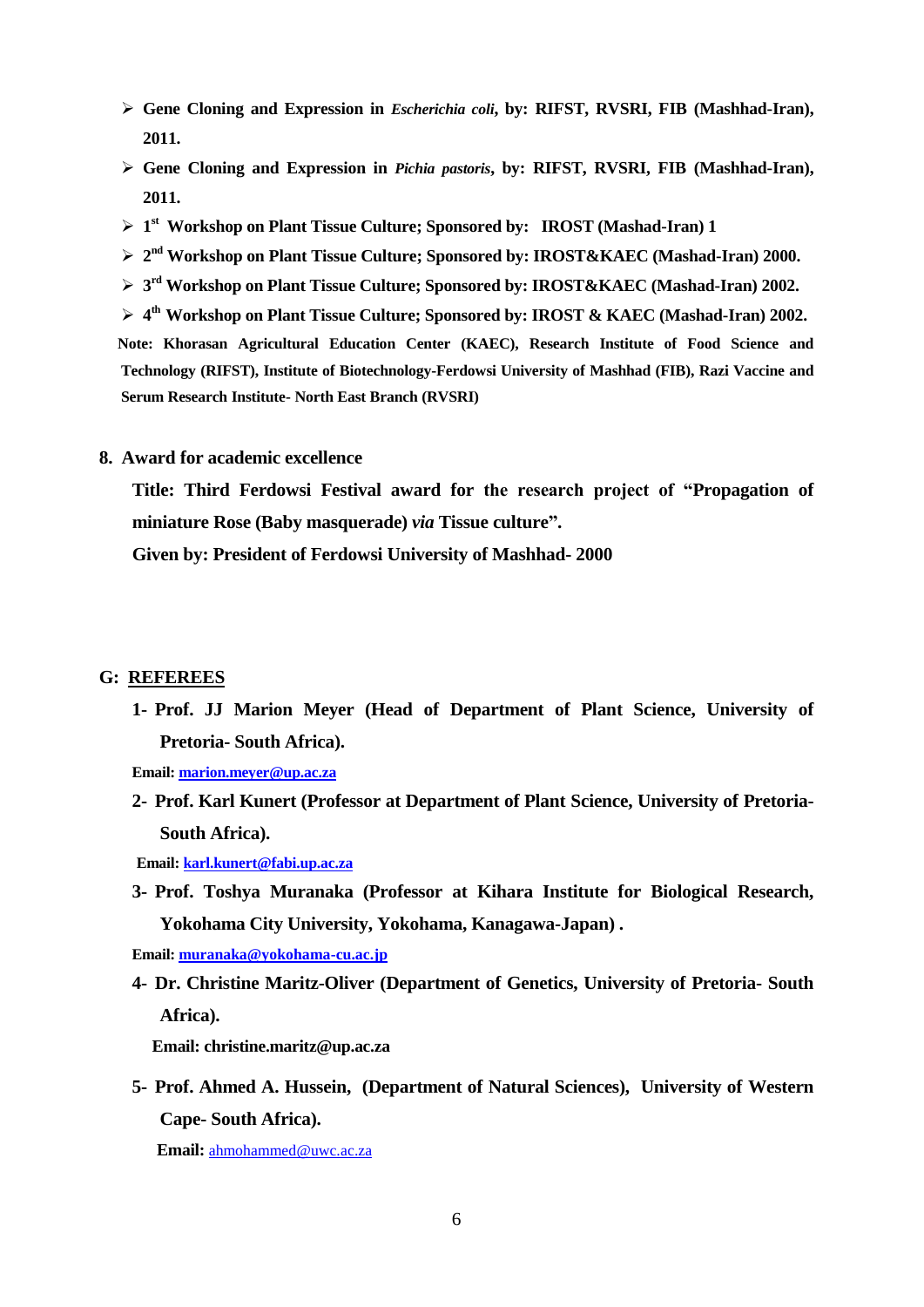- **Gene Cloning and Expression in *Escherichia coli*, by: RIFST, RVSRI, FIB (Mashhad-Iran), 2011.**
- **Gene Cloning and Expression in *Pichia pastoris*, by: RIFST, RVSRI, FIB (Mashhad-Iran), 2011.**
- **1st Workshop on Plant Tissue Culture; Sponsored by: IROST (Mashad-Iran) 1**
- **2nd Workshop on Plant Tissue Culture; Sponsored by: IROST&KAEC (Mashad-Iran) 2000.**
- **3rd Workshop on Plant Tissue Culture; Sponsored by: IROST&KAEC (Mashad-Iran) 2002.**
- **4th Workshop on Plant Tissue Culture; Sponsored by: IROST & KAEC (Mashad-Iran) 2002.**

**Note: Khorasan Agricultural Education Center (KAEC), Research Institute of Food Science and Technology (RIFST), Institute of Biotechnology-Ferdowsi University of Mashhad (FIB), Razi Vaccine and Serum Research Institute- North East Branch (RVSRI)**

**8. Award for academic excellence**

**Title: Third Ferdowsi Festival award for the research project of "Propagation of miniature Rose (Baby masquerade) *via* Tissue culture".**

**Given by: President of Ferdowsi University of Mashhad- 2000**

## G: REFEREES

**1- Prof. JJ Marion Meyer (Head of Department of Plant Science, University of Pretoria- South Africa).**

**Email: marion.meyer@up.ac.za**

**2- Prof. Karl Kunert (Professor at Department of Plant Science, University of Pretoria- South Africa).**

**Email: karl.kunert@fabi.up.ac.za**

**3- Prof. Toshya Muranaka (Professor at Kihara Institute for Biological Research, Yokohama City University, Yokohama, Kanagawa-Japan) .**

**Email: muranaka@yokohama-cu.ac.jp**

**4- Dr. Christine Maritz-Oliver (Department of Genetics, University of Pretoria- South Africa).**

**Email: christine.maritz@up.ac.za**

**5- Prof. Ahmed A. Hussein, (Department of Natural Sciences), University of Western Cape- South Africa).**

**Email:** ahmohammed@uwc.ac.za